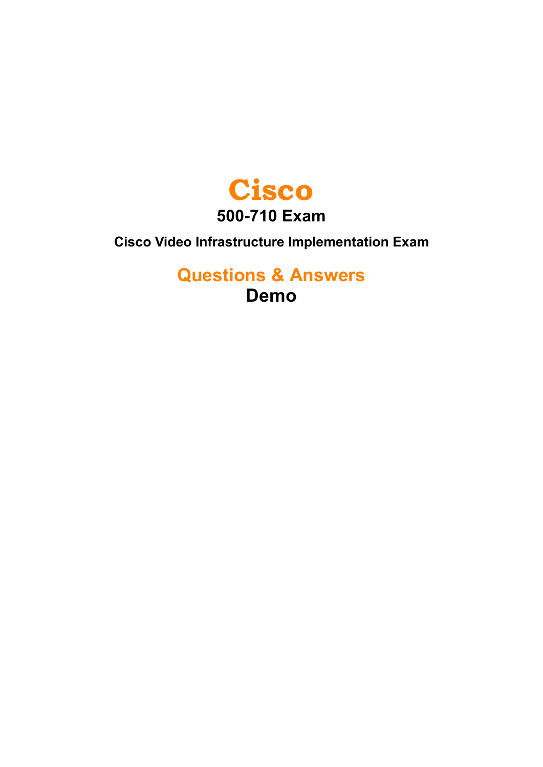# Cisco

## 500-710 Exam

### Cisco Video Infrastructure Implementation Exam

## Questions & Answers

## Demo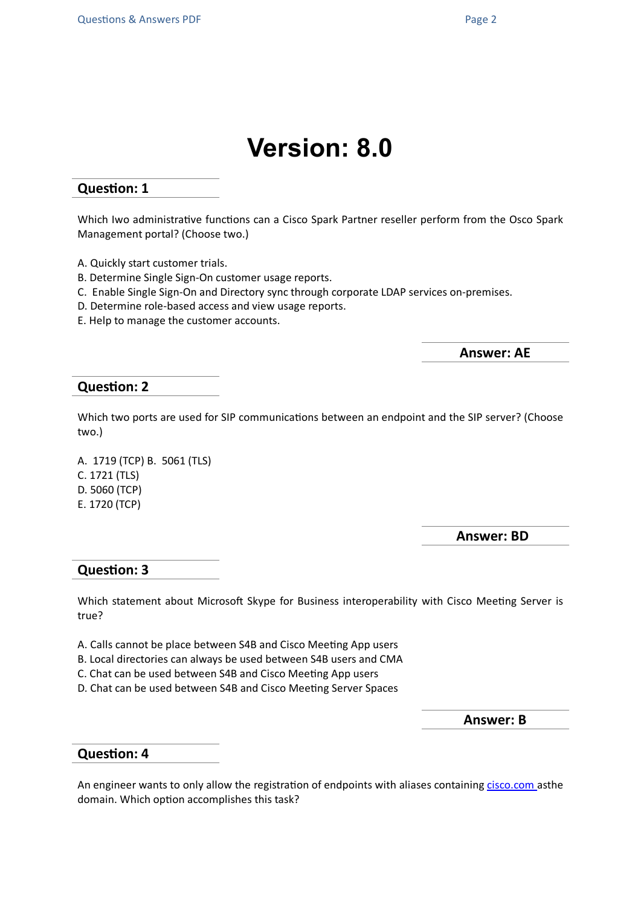# Version: 8.0

## Question: 1

Which Iwo administrative functions can a Cisco Spark Partner reseller perform from the Osco Spark Management portal? (Choose two.)

A. Quickly start customer trials.
B. Determine Single Sign-On customer usage reports.
C. Enable Single Sign-On and Directory sync through corporate LDAP services on-premises.
D. Determine role-based access and view usage reports.
E. Help to manage the customer accounts.

**Answer: AE**

## Question: 2

Which two ports are used for SIP communications between an endpoint and the SIP server? (Choose two.)

A. 1719 (TCP) B. 5061 (TLS)
C. 1721 (TLS)
D. 5060 (TCP)
E. 1720 (TCP)

**Answer: BD**

## Question: 3

Which statement about Microsoft Skype for Business interoperability with Cisco Meeting Server is true?

A. Calls cannot be place between S4B and Cisco Meeting App users
B. Local directories can always be used between S4B users and CMA
C. Chat can be used between S4B and Cisco Meeting App users
D. Chat can be used between S4B and Cisco Meeting Server Spaces

**Answer: B**

## Question: 4

An engineer wants to only allow the registration of endpoints with aliases containing cisco.com asthe domain. Which option accomplishes this task?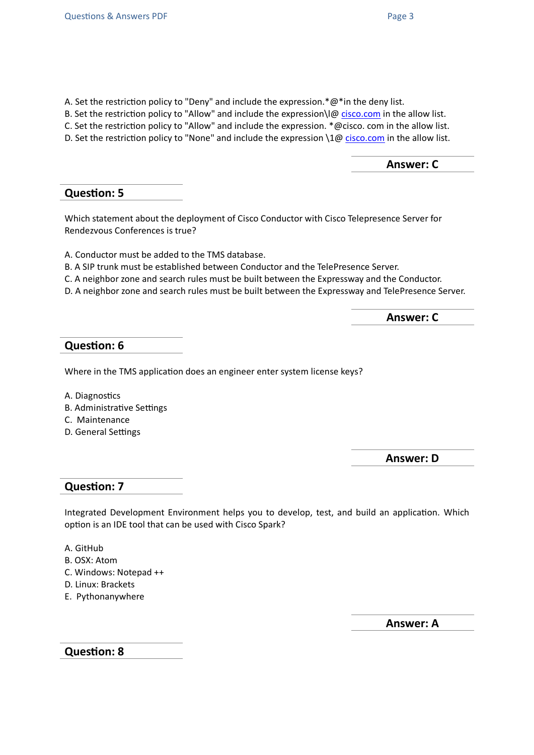A. Set the restriction policy to "Deny" and include the expression.*@*in the deny list.
B. Set the restriction policy to "Allow" and include the expression\l@ cisco.com in the allow list.
C. Set the restriction policy to "Allow" and include the expression. *@cisco. com in the allow list.
D. Set the restriction policy to "None" and include the expression \1@ cisco.com in the allow list.

**Answer: C**

## Question: 5

Which statement about the deployment of Cisco Conductor with Cisco Telepresence Server for Rendezvous Conferences is true?

A. Conductor must be added to the TMS database.
B. A SIP trunk must be established between Conductor and the TelePresence Server.
C. A neighbor zone and search rules must be built between the Expressway and the Conductor.
D. A neighbor zone and search rules must be built between the Expressway and TelePresence Server.

**Answer: C**

## Question: 6

Where in the TMS application does an engineer enter system license keys?

A. Diagnostics
B. Administrative Settings
C. Maintenance
D. General Settings

**Answer: D**

## Question: 7

Integrated Development Environment helps you to develop, test, and build an application. Which option is an IDE tool that can be used with Cisco Spark?

A. GitHub
B. OSX: Atom
C. Windows: Notepad ++
D. Linux: Brackets
E. Pythonanywhere

**Answer: A**

## Question: 8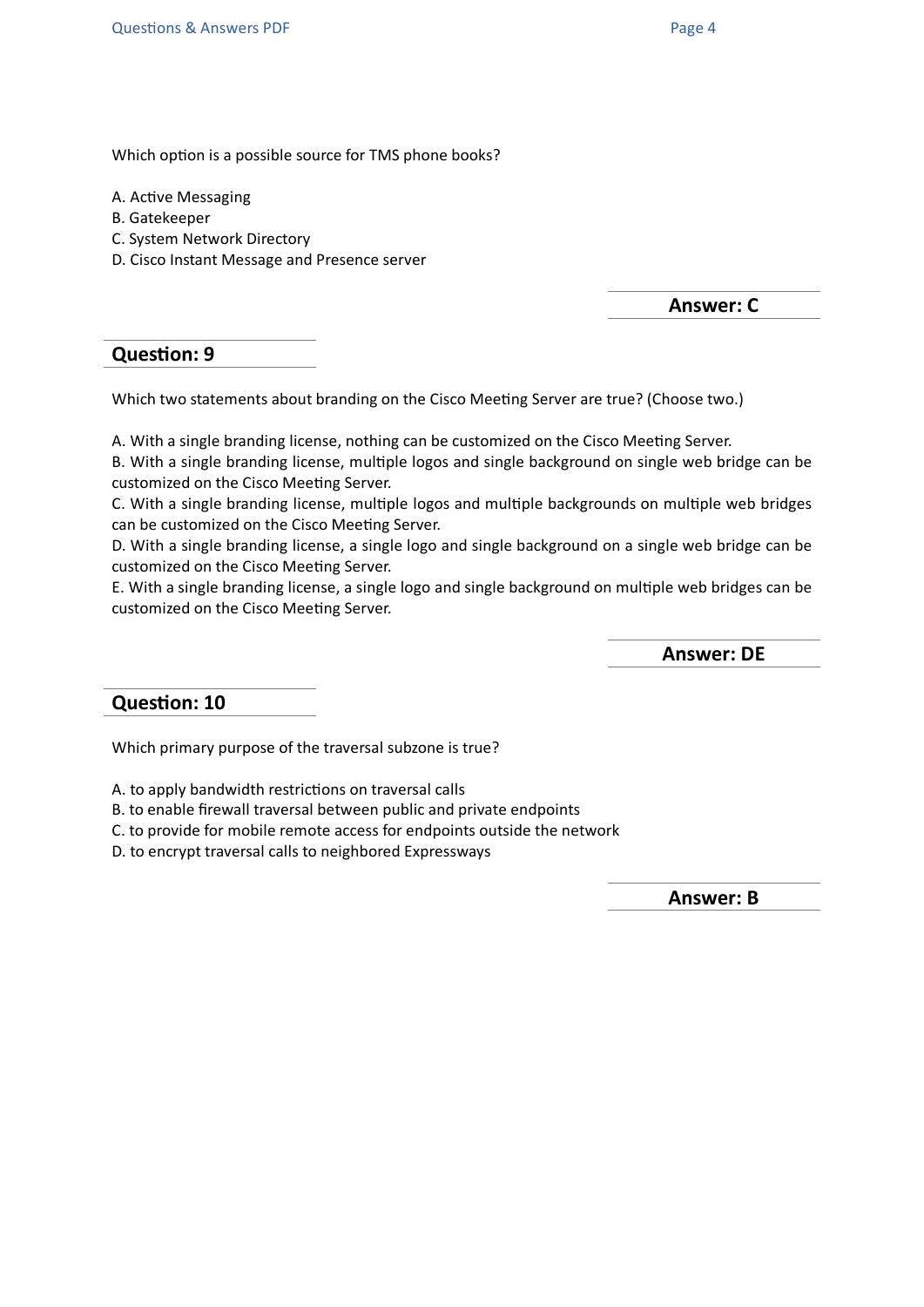Which option is a possible source for TMS phone books?

A. Active Messaging
B. Gatekeeper
C. System Network Directory
D. Cisco Instant Message and Presence server

**Answer: C**

## Question: 9

Which two statements about branding on the Cisco Meeting Server are true? (Choose two.)

A. With a single branding license, nothing can be customized on the Cisco Meeting Server.
B. With a single branding license, multiple logos and single background on single web bridge can be customized on the Cisco Meeting Server.
C. With a single branding license, multiple logos and multiple backgrounds on multiple web bridges can be customized on the Cisco Meeting Server.
D. With a single branding license, a single logo and single background on a single web bridge can be customized on the Cisco Meeting Server.
E. With a single branding license, a single logo and single background on multiple web bridges can be customized on the Cisco Meeting Server.

**Answer: DE**

## Question: 10

Which primary purpose of the traversal subzone is true?

A. to apply bandwidth restrictions on traversal calls
B. to enable firewall traversal between public and private endpoints
C. to provide for mobile remote access for endpoints outside the network
D. to encrypt traversal calls to neighbored Expressways

**Answer: B**